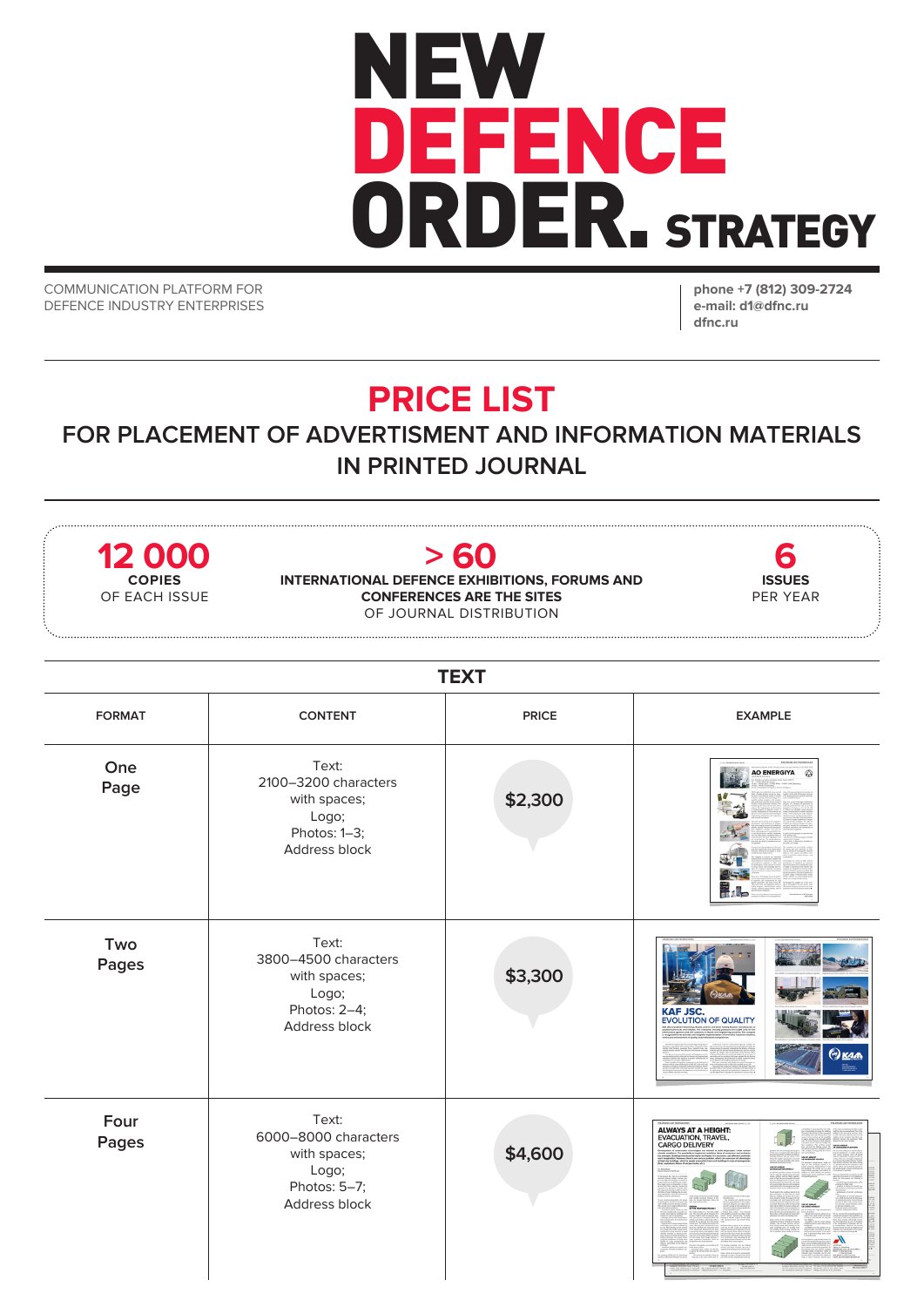# NEW DEFENCE ORDER. STRATEGY

COMMUNICATION PLATFORM FOR DEFENCE INDUSTRY ENTERPRISES

**phone** +7 (812) 309-2724
**e-mail: d1@dfnc.ru**
**dfnc.ru**

## PRICE LIST

### FOR PLACEMENT OF ADVERTISMENT AND INFORMATION MATERIALS IN PRINTED JOURNAL

**12 000**
**COPIES**
OF EACH ISSUE

**> 60**
**INTERNATIONAL DEFENCE EXHIBITIONS, FORUMS AND CONFERENCES ARE THE SITES**
OF JOURNAL DISTRIBUTION

**6**
**ISSUES**
PER YEAR

### TEXT

| FORMAT | CONTENT | PRICE | EXAMPLE |
|---|---|---|---|
| One Page | Text: 2100–3200 characters with spaces; Logo; Photos: 1–3; Address block | $2,300 | |
| Two Pages | Text: 3800–4500 characters with spaces; Logo; Photos: 2–4; Address block | $3,300 | |
| Four Pages | Text: 6000–8000 characters with spaces; Logo; Photos: 5–7; Address block | $4,600 | |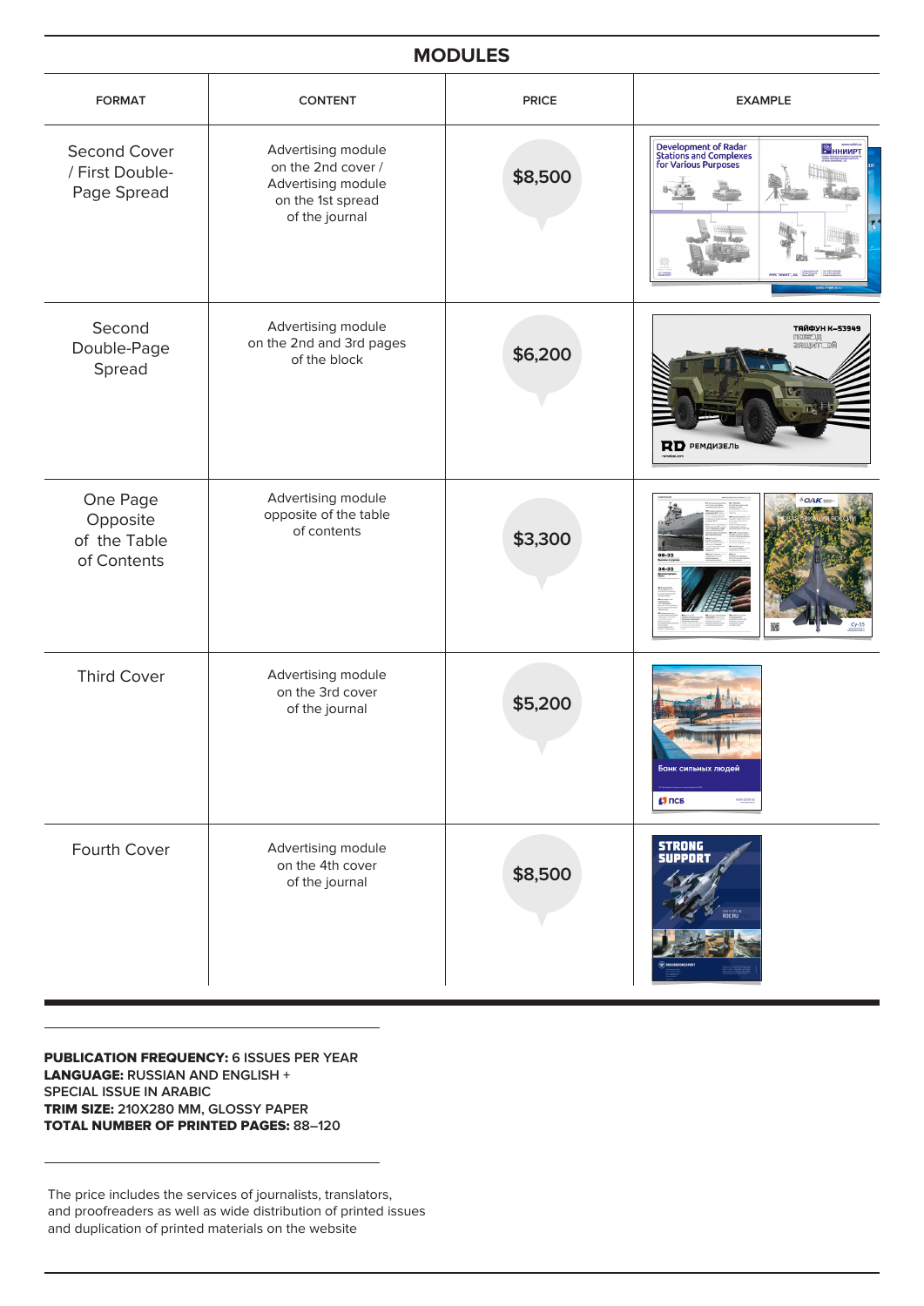## MODULES

| FORMAT | CONTENT | PRICE | EXAMPLE |
|---|---|---|---|
| Second Cover / First Double-Page Spread | Advertising module on the 2nd cover / Advertising module on the 1st spread of the journal | $8,500 | |
| Second Double-Page Spread | Advertising module on the 2nd and 3rd pages of the block | $6,200 | |
| One Page Opposite of the Table of Contents | Advertising module opposite of the table of contents | $3,300 | |
| Third Cover | Advertising module on the 3rd cover of the journal | $5,200 | |
| Fourth Cover | Advertising module on the 4th cover of the journal | $8,500 | |

**PUBLICATION FREQUENCY:** 6 ISSUES PER YEAR
**LANGUAGE:** RUSSIAN AND ENGLISH + SPECIAL ISSUE IN ARABIC
**TRIM SIZE:** 210X280 MM, GLOSSY PAPER
**TOTAL NUMBER OF PRINTED PAGES:** 88–120

The price includes the services of journalists, translators, and proofreaders as well as wide distribution of printed issues and duplication of printed materials on the website